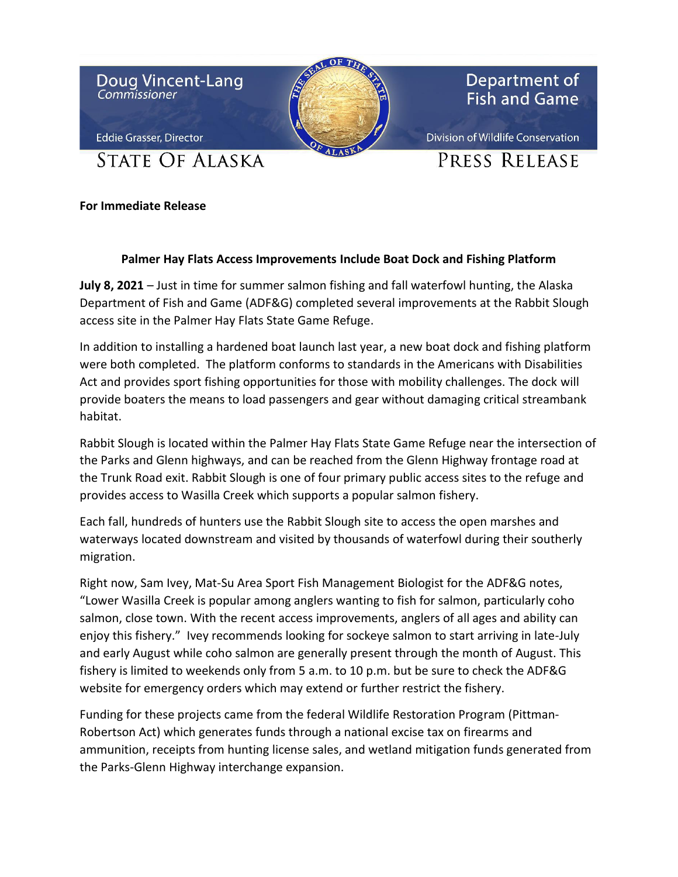Doug Vincent-Lang
*Commissioner*

Eddie Grasser, Director

STATE OF ALASKA

Department of Fish and Game

Division of Wildlife Conservation

PRESS RELEASE

**For Immediate Release**

## Palmer Hay Flats Access Improvements Include Boat Dock and Fishing Platform

**July 8, 2021** – Just in time for summer salmon fishing and fall waterfowl hunting, the Alaska Department of Fish and Game (ADF&G) completed several improvements at the Rabbit Slough access site in the Palmer Hay Flats State Game Refuge.

In addition to installing a hardened boat launch last year, a new boat dock and fishing platform were both completed. The platform conforms to standards in the Americans with Disabilities Act and provides sport fishing opportunities for those with mobility challenges. The dock will provide boaters the means to load passengers and gear without damaging critical streambank habitat.

Rabbit Slough is located within the Palmer Hay Flats State Game Refuge near the intersection of the Parks and Glenn highways, and can be reached from the Glenn Highway frontage road at the Trunk Road exit. Rabbit Slough is one of four primary public access sites to the refuge and provides access to Wasilla Creek which supports a popular salmon fishery.

Each fall, hundreds of hunters use the Rabbit Slough site to access the open marshes and waterways located downstream and visited by thousands of waterfowl during their southerly migration.

Right now, Sam Ivey, Mat-Su Area Sport Fish Management Biologist for the ADF&G notes, "Lower Wasilla Creek is popular among anglers wanting to fish for salmon, particularly coho salmon, close town. With the recent access improvements, anglers of all ages and ability can enjoy this fishery." Ivey recommends looking for sockeye salmon to start arriving in late-July and early August while coho salmon are generally present through the month of August. This fishery is limited to weekends only from 5 a.m. to 10 p.m. but be sure to check the ADF&G website for emergency orders which may extend or further restrict the fishery.

Funding for these projects came from the federal Wildlife Restoration Program (Pittman-Robertson Act) which generates funds through a national excise tax on firearms and ammunition, receipts from hunting license sales, and wetland mitigation funds generated from the Parks-Glenn Highway interchange expansion.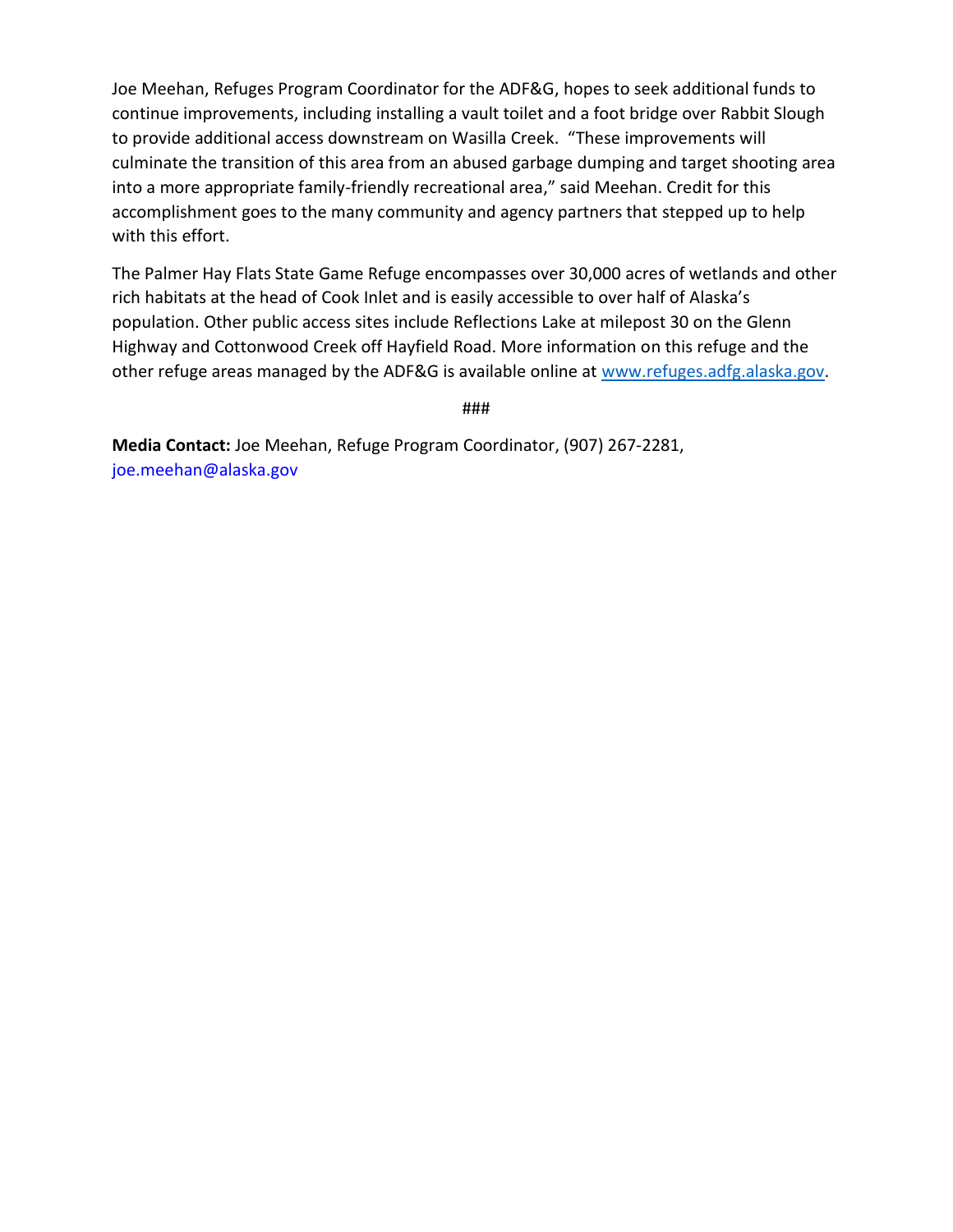Joe Meehan, Refuges Program Coordinator for the ADF&G, hopes to seek additional funds to continue improvements, including installing a vault toilet and a foot bridge over Rabbit Slough to provide additional access downstream on Wasilla Creek. "These improvements will culminate the transition of this area from an abused garbage dumping and target shooting area into a more appropriate family-friendly recreational area," said Meehan. Credit for this accomplishment goes to the many community and agency partners that stepped up to help with this effort.

The Palmer Hay Flats State Game Refuge encompasses over 30,000 acres of wetlands and other rich habitats at the head of Cook Inlet and is easily accessible to over half of Alaska's population. Other public access sites include Reflections Lake at milepost 30 on the Glenn Highway and Cottonwood Creek off Hayfield Road. More information on this refuge and the other refuge areas managed by the ADF&G is available online at www.refuges.adfg.alaska.gov.

###

**Media Contact:** Joe Meehan, Refuge Program Coordinator, (907) 267-2281, joe.meehan@alaska.gov